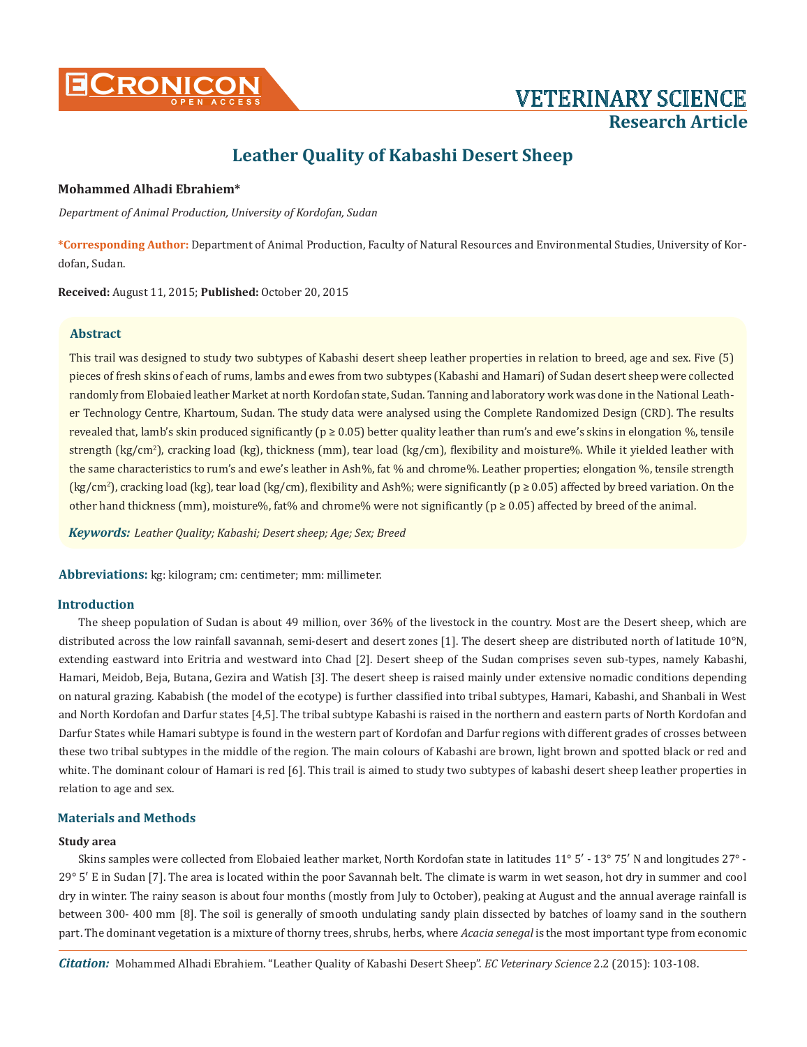# Leather Quality of Kabashi Desert Sheep

**Mohammed Alhadi Ebrahiem***

*Department of Animal Production, University of Kordofan, Sudan*

***Corresponding Author:** Department of Animal Production, Faculty of Natural Resources and Environmental Studies, University of Kordofan, Sudan.

**Received:** August 11, 2015; **Published:** October 20, 2015

## Abstract

This trail was designed to study two subtypes of Kabashi desert sheep leather properties in relation to breed, age and sex. Five (5) pieces of fresh skins of each of rums, lambs and ewes from two subtypes (Kabashi and Hamari) of Sudan desert sheep were collected randomly from Elobaied leather Market at north Kordofan state, Sudan. Tanning and laboratory work was done in the National Leather Technology Centre, Khartoum, Sudan. The study data were analysed using the Complete Randomized Design (CRD). The results revealed that, lamb's skin produced significantly ($p \geq 0.05$) better quality leather than rum's and ewe's skins in elongation %, tensile strength (kg/cm$^2$), cracking load (kg), thickness (mm), tear load (kg/cm), flexibility and moisture%. While it yielded leather with the same characteristics to rum's and ewe's leather in Ash%, fat % and chrome%. Leather properties; elongation %, tensile strength (kg/cm$^2$), cracking load (kg), tear load (kg/cm), flexibility and Ash%; were significantly ($p \geq 0.05$) affected by breed variation. On the other hand thickness (mm), moisture%, fat% and chrome% were not significantly ($p \geq 0.05$) affected by breed of the animal.

***Keywords:*** *Leather Quality; Kabashi; Desert sheep; Age; Sex; Breed*

**Abbreviations:** kg: kilogram; cm: centimeter; mm: millimeter.

## Introduction

The sheep population of Sudan is about 49 million, over 36% of the livestock in the country. Most are the Desert sheep, which are distributed across the low rainfall savannah, semi-desert and desert zones [1]. The desert sheep are distributed north of latitude 10°N, extending eastward into Eritria and westward into Chad [2]. Desert sheep of the Sudan comprises seven sub-types, namely Kabashi, Hamari, Meidob, Beja, Butana, Gezira and Watish [3]. The desert sheep is raised mainly under extensive nomadic conditions depending on natural grazing. Kababish (the model of the ecotype) is further classified into tribal subtypes, Hamari, Kabashi, and Shanbali in West and North Kordofan and Darfur states [4,5]. The tribal subtype Kabashi is raised in the northern and eastern parts of North Kordofan and Darfur States while Hamari subtype is found in the western part of Kordofan and Darfur regions with different grades of crosses between these two tribal subtypes in the middle of the region. The main colours of Kabashi are brown, light brown and spotted black or red and white. The dominant colour of Hamari is red [6]. This trail is aimed to study two subtypes of kabashi desert sheep leather properties in relation to age and sex.

## Materials and Methods

### Study area

Skins samples were collected from Elobaied leather market, North Kordofan state in latitudes 11° 5′ - 13° 75′ N and longitudes 27° - 29° 5′ E in Sudan [7]. The area is located within the poor Savannah belt. The climate is warm in wet season, hot dry in summer and cool dry in winter. The rainy season is about four months (mostly from July to October), peaking at August and the annual average rainfall is between 300- 400 mm [8]. The soil is generally of smooth undulating sandy plain dissected by batches of loamy sand in the southern part. The dominant vegetation is a mixture of thorny trees, shrubs, herbs, where *Acacia senegal* is the most important type from economic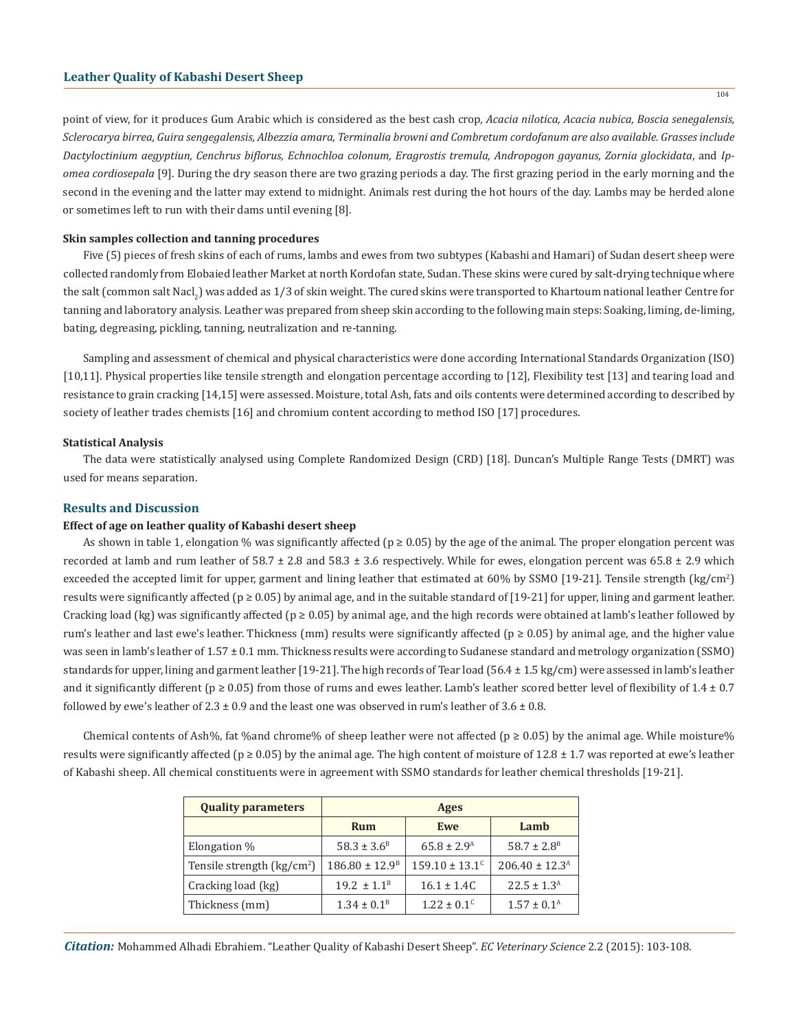point of view, for it produces Gum Arabic which is considered as the best cash crop, *Acacia nilotica, Acacia nubica, Boscia senegalensis, Sclerocarya birrea, Guira sengegalensis, Albezzia amara, Terminalia browni and Combretum cordofanum are also available. Grasses include Dactyloctinium aegyptiun, Cenchrus biflorus, Echnochloa colonum, Eragrostis tremula, Andropogon gayanus, Zornia glockidata*, and *Ipomea cordiosepala* [9]. During the dry season there are two grazing periods a day. The first grazing period in the early morning and the second in the evening and the latter may extend to midnight. Animals rest during the hot hours of the day. Lambs may be herded alone or sometimes left to run with their dams until evening [8].

**Skin samples collection and tanning procedures**

Five (5) pieces of fresh skins of each of rums, lambs and ewes from two subtypes (Kabashi and Hamari) of Sudan desert sheep were collected randomly from Elobaied leather Market at north Kordofan state, Sudan. These skins were cured by salt-drying technique where the salt (common salt $Nacl_2$) was added as 1/3 of skin weight. The cured skins were transported to Khartoum national leather Centre for tanning and laboratory analysis. Leather was prepared from sheep skin according to the following main steps: Soaking, liming, de-liming, bating, degreasing, pickling, tanning, neutralization and re-tanning.

Sampling and assessment of chemical and physical characteristics were done according International Standards Organization (ISO) [10,11]. Physical properties like tensile strength and elongation percentage according to [12], Flexibility test [13] and tearing load and resistance to grain cracking [14,15] were assessed. Moisture, total Ash, fats and oils contents were determined according to described by society of leather trades chemists [16] and chromium content according to method ISO [17] procedures.

**Statistical Analysis**

The data were statistically analysed using Complete Randomized Design (CRD) [18]. Duncan's Multiple Range Tests (DMRT) was used for means separation.

## Results and Discussion

**Effect of age on leather quality of Kabashi desert sheep**

As shown in table 1, elongation % was significantly affected ($p \geq 0.05$) by the age of the animal. The proper elongation percent was recorded at lamb and rum leather of 58.7 ± 2.8 and 58.3 ± 3.6 respectively. While for ewes, elongation percent was 65.8 ± 2.9 which exceeded the accepted limit for upper, garment and lining leather that estimated at 60% by SSMO [19-21]. Tensile strength (kg/cm$^2$) results were significantly affected ($p \geq 0.05$) by animal age, and in the suitable standard of [19-21] for upper, lining and garment leather. Cracking load (kg) was significantly affected ($p \geq 0.05$) by animal age, and the high records were obtained at lamb's leather followed by rum's leather and last ewe's leather. Thickness (mm) results were significantly affected ($p \geq 0.05$) by animal age, and the higher value was seen in lamb's leather of 1.57 ± 0.1 mm. Thickness results were according to Sudanese standard and metrology organization (SSMO) standards for upper, lining and garment leather [19-21]. The high records of Tear load (56.4 ± 1.5 kg/cm) were assessed in lamb's leather and it significantly different ($p \geq 0.05$) from those of rums and ewes leather. Lamb's leather scored better level of flexibility of 1.4 ± 0.7 followed by ewe's leather of 2.3 ± 0.9 and the least one was observed in rum's leather of 3.6 ± 0.8.

Chemical contents of Ash%, fat %and chrome% of sheep leather were not affected ($p \geq 0.05$) by the animal age. While moisture% results were significantly affected ($p \geq 0.05$) by the animal age. The high content of moisture of 12.8 ± 1.7 was reported at ewe's leather of Kabashi sheep. All chemical constituents were in agreement with SSMO standards for leather chemical thresholds [19-21].

| Quality parameters | Ages | | |
|---|---|---|---|
| | Rum | Ewe | Lamb |
| Elongation % | 58.3 ± 3.6$^B$ | 65.8 ± 2.9$^A$ | 58.7 ± 2.8$^B$ |
| Tensile strength (kg/cm$^2$) | 186.80 ± 12.9$^B$ | 159.10 ± 13.1$^C$ | 206.40 ± 12.3$^A$ |
| Cracking load (kg) | 19.2 ± 1.1$^B$ | 16.1 ± 1.4C | 22.5 ± 1.3$^A$ |
| Thickness (mm) | 1.34 ± 0.1$^B$ | 1.22 ± 0.1$^C$ | 1.57 ± 0.1$^A$ |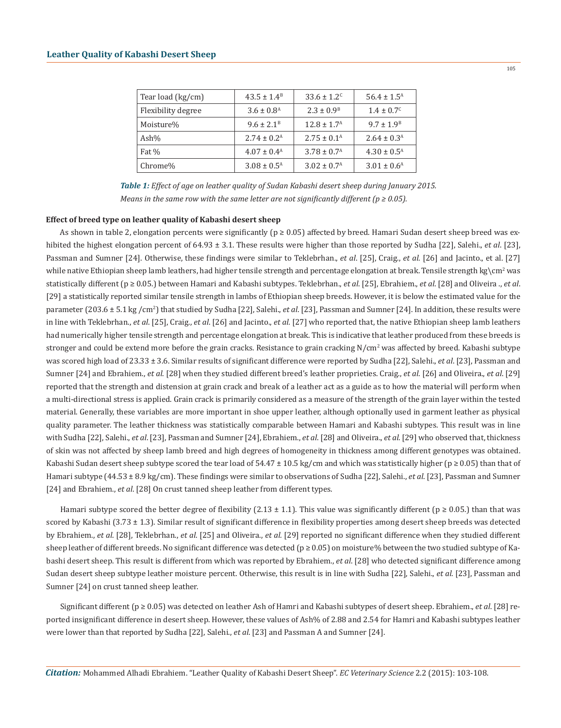| | | | |
|---|---|---|---|
| Tear load (kg/cm) | $43.5 \pm 1.4^{B}$ | $33.6 \pm 1.2^{C}$ | $56.4 \pm 1.5^{A}$ |
| Flexibility degree | $3.6 \pm 0.8^{A}$ | $2.3 \pm 0.9^{B}$ | $1.4 \pm 0.7^{C}$ |
| Moisture% | $9.6 \pm 2.1^{B}$ | $12.8 \pm 1.7^{A}$ | $9.7 \pm 1.9^{B}$ |
| Ash% | $2.74 \pm 0.2^{A}$ | $2.75 \pm 0.1^{A}$ | $2.64 \pm 0.3^{A}$ |
| Fat % | $4.07 \pm 0.4^{A}$ | $3.78 \pm 0.7^{A}$ | $4.30 \pm 0.5^{A}$ |
| Chrome% | $3.08 \pm 0.5^{A}$ | $3.02 \pm 0.7^{A}$ | $3.01 \pm 0.6^{A}$ |

***Table 1:*** *Effect of age on leather quality of Sudan Kabashi desert sheep during January 2015. Means in the same row with the same letter are not significantly different ($p \geq 0.05$).*

**Effect of breed type on leather quality of Kabashi desert sheep**

As shown in table 2, elongation percents were significantly ($p \geq 0.05$) affected by breed. Hamari Sudan desert sheep breed was exhibited the highest elongation percent of 64.93 ± 3.1. These results were higher than those reported by Sudha [22], Salehi., *et al*. [23], Passman and Sumner [24]. Otherwise, these findings were similar to Teklebrhan., *et al*. [25], Craig., *et al*. [26] and Jacinto., et al. [27] while native Ethiopian sheep lamb leathers, had higher tensile strength and percentage elongation at break. Tensile strength kg\cm$^2$ was statistically different ($p \geq 0.05$.) between Hamari and Kabashi subtypes. Teklebrhan., *et al*. [25], Ebrahiem., *et al*. [28] and Oliveira ., *et al*. [29] a statistically reported similar tensile strength in lambs of Ethiopian sheep breeds. However, it is below the estimated value for the parameter (203.6 ± 5.1 kg /cm$^2$) that studied by Sudha [22], Salehi., *et al*. [23], Passman and Sumner [24]. In addition, these results were in line with Teklebrhan., *et al*. [25], Craig., *et al*. [26] and Jacinto., *et al.* [27] who reported that, the native Ethiopian sheep lamb leathers had numerically higher tensile strength and percentage elongation at break. This is indicative that leather produced from these breeds is stronger and could be extend more before the grain cracks. Resistance to grain cracking N/cm$^2$ was affected by breed. Kabashi subtype was scored high load of 23.33 ± 3.6. Similar results of significant difference were reported by Sudha [22], Salehi., *et al*. [23], Passman and Sumner [24] and Ebrahiem., *et al.* [28] when they studied different breed's leather proprieties. Craig., *et al*. [26] and Oliveira., *et al*. [29] reported that the strength and distension at grain crack and break of a leather act as a guide as to how the material will perform when a multi-directional stress is applied. Grain crack is primarily considered as a measure of the strength of the grain layer within the tested material. Generally, these variables are more important in shoe upper leather, although optionally used in garment leather as physical quality parameter. The leather thickness was statistically comparable between Hamari and Kabashi subtypes. This result was in line with Sudha [22], Salehi., *et al*. [23], Passman and Sumner [24], Ebrahiem., *et al*. [28] and Oliveira., *et al*. [29] who observed that, thickness of skin was not affected by sheep lamb breed and high degrees of homogeneity in thickness among different genotypes was obtained. Kabashi Sudan desert sheep subtype scored the tear load of 54.47 ± 10.5 kg/cm and which was statistically higher ($p \geq 0.05$) than that of Hamari subtype (44.53 ± 8.9 kg/cm). These findings were similar to observations of Sudha [22], Salehi., *et al*. [23], Passman and Sumner [24] and Ebrahiem., *et al*. [28] On crust tanned sheep leather from different types.

Hamari subtype scored the better degree of flexibility (2.13 ± 1.1). This value was significantly different ($p \geq 0.05$.) than that was scored by Kabashi (3.73 ± 1.3). Similar result of significant difference in flexibility properties among desert sheep breeds was detected by Ebrahiem., *et al.* [28], Teklebrhan., *et al*. [25] and Oliveira., *et al.* [29] reported no significant difference when they studied different sheep leather of different breeds. No significant difference was detected ($p \geq 0.05$) on moisture% between the two studied subtype of Kabashi desert sheep. This result is different from which was reported by Ebrahiem., *et al*. [28] who detected significant difference among Sudan desert sheep subtype leather moisture percent. Otherwise, this result is in line with Sudha [22], Salehi., *et al.* [23], Passman and Sumner [24] on crust tanned sheep leather.

Significant different ($p \geq 0.05$) was detected on leather Ash of Hamri and Kabashi subtypes of desert sheep. Ebrahiem., *et al*. [28] reported insignificant difference in desert sheep. However, these values of Ash% of 2.88 and 2.54 for Hamri and Kabashi subtypes leather were lower than that reported by Sudha [22], Salehi., *et al*. [23] and Passman A and Sumner [24].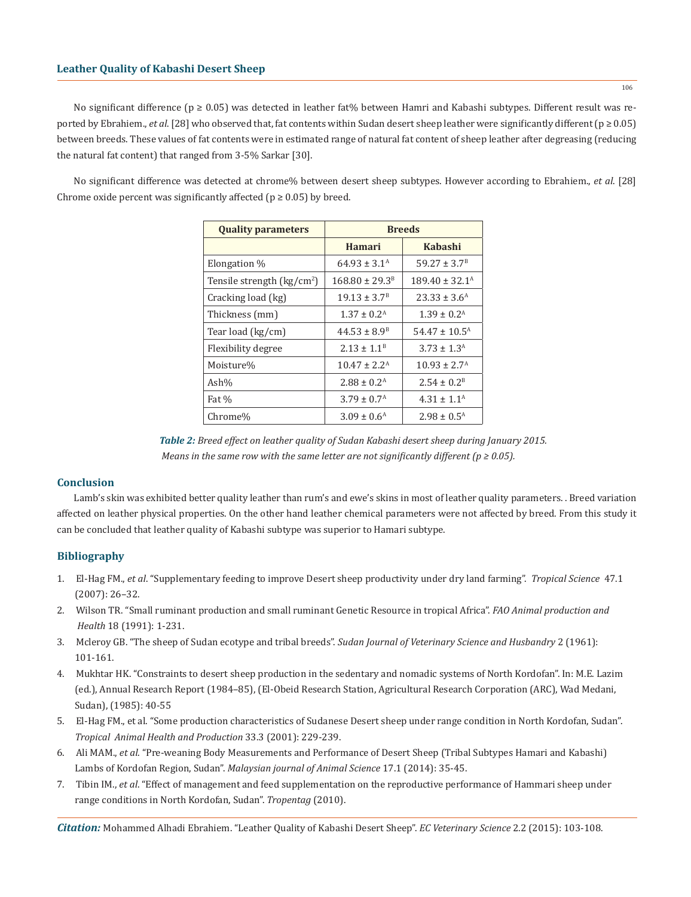No significant difference ($p \geq 0.05$) was detected in leather fat% between Hamri and Kabashi subtypes. Different result was reported by Ebrahiem., *et al*. [28] who observed that, fat contents within Sudan desert sheep leather were significantly different ($p \geq 0.05$) between breeds. These values of fat contents were in estimated range of natural fat content of sheep leather after degreasing (reducing the natural fat content) that ranged from 3-5% Sarkar [30].

No significant difference was detected at chrome% between desert sheep subtypes. However according to Ebrahiem., *et al*. [28] Chrome oxide percent was significantly affected ($p \geq 0.05$) by breed.

| Quality parameters | Breeds | |
|---|---|---|
| | Hamari | Kabashi |
| Elongation % | $64.93 \pm 3.1^{A}$ | $59.27 \pm 3.7^{B}$ |
| Tensile strength ($kg/cm^2$) | $168.80 \pm 29.3^{B}$ | $189.40 \pm 32.1^{A}$ |
| Cracking load (kg) | $19.13 \pm 3.7^{B}$ | $23.33 \pm 3.6^{A}$ |
| Thickness (mm) | $1.37 \pm 0.2^{A}$ | $1.39 \pm 0.2^{A}$ |
| Tear load (kg/cm) | $44.53 \pm 8.9^{B}$ | $54.47 \pm 10.5^{A}$ |
| Flexibility degree | $2.13 \pm 1.1^{B}$ | $3.73 \pm 1.3^{A}$ |
| Moisture% | $10.47 \pm 2.2^{A}$ | $10.93 \pm 2.7^{A}$ |
| Ash% | $2.88 \pm 0.2^{A}$ | $2.54 \pm 0.2^{B}$ |
| Fat % | $3.79 \pm 0.7^{A}$ | $4.31 \pm 1.1^{A}$ |
| Chrome% | $3.09 \pm 0.6^{A}$ | $2.98 \pm 0.5^{A}$ |

***Table 2:*** *Breed effect on leather quality of Sudan Kabashi desert sheep during January 2015.*
*Means in the same row with the same letter are not significantly different ($p \geq 0.05$).*

## Conclusion

Lamb's skin was exhibited better quality leather than rum's and ewe's skins in most of leather quality parameters. . Breed variation affected on leather physical properties. On the other hand leather chemical parameters were not affected by breed. From this study it can be concluded that leather quality of Kabashi subtype was superior to Hamari subtype.

## Bibliography

1. El-Hag FM., *et al*. "Supplementary feeding to improve Desert sheep productivity under dry land farming". *Tropical Science* 47.1 (2007): 26–32.
2. Wilson TR. "Small ruminant production and small ruminant Genetic Resource in tropical Africa". *FAO Animal production and Health* 18 (1991): 1-231.
3. Mcleroy GB. "The sheep of Sudan ecotype and tribal breeds". *Sudan Journal of Veterinary Science and Husbandry* 2 (1961): 101-161.
4. Mukhtar HK. "Constraints to desert sheep production in the sedentary and nomadic systems of North Kordofan". In: M.E. Lazim (ed.), Annual Research Report (1984–85), (El-Obeid Research Station, Agricultural Research Corporation (ARC), Wad Medani, Sudan), (1985): 40-55
5. El-Hag FM., et al. "Some production characteristics of Sudanese Desert sheep under range condition in North Kordofan, Sudan". *Tropical Animal Health and Production* 33.3 (2001): 229-239.
6. Ali MAM., *et al*. "Pre-weaning Body Measurements and Performance of Desert Sheep (Tribal Subtypes Hamari and Kabashi) Lambs of Kordofan Region, Sudan". *Malaysian journal of Animal Science* 17.1 (2014): 35-45.
7. Tibin IM., *et al*. "Effect of management and feed supplementation on the reproductive performance of Hammari sheep under range conditions in North Kordofan, Sudan". *Tropentag* (2010).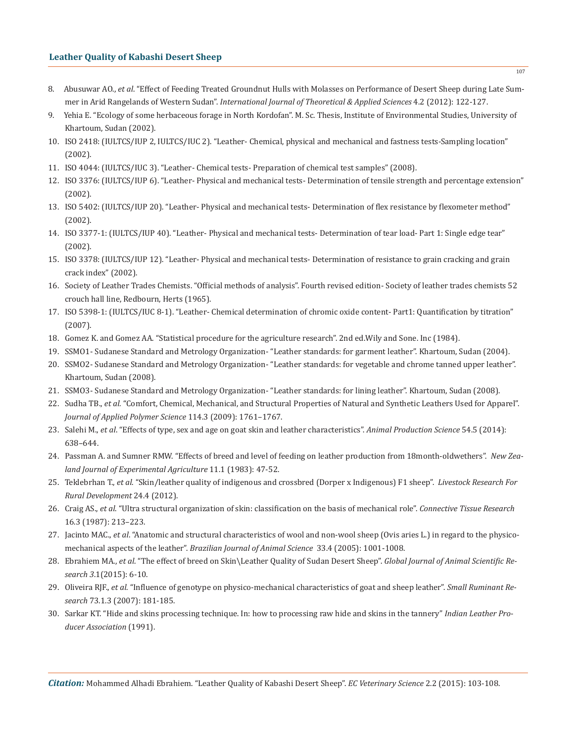8. Abusuwar AO., *et al*. "Effect of Feeding Treated Groundnut Hulls with Molasses on Performance of Desert Sheep during Late Summer in Arid Rangelands of Western Sudan". *International Journal of Theoretical & Applied Sciences* 4.2 (2012): 122-127.
9. Yehia E. "Ecology of some herbaceous forage in North Kordofan". M. Sc. Thesis, Institute of Environmental Studies, University of Khartoum, Sudan (2002).
10. ISO 2418: (IULTCS/IUP 2, IULTCS/IUC 2). "Leather- Chemical, physical and mechanical and fastness tests-Sampling location" (2002).
11. ISO 4044: (IULTCS/IUC 3). "Leather- Chemical tests- Preparation of chemical test samples" (2008).
12. ISO 3376: (IULTCS/IUP 6). "Leather- Physical and mechanical tests- Determination of tensile strength and percentage extension" (2002).
13. ISO 5402: (IULTCS/IUP 20). "Leather- Physical and mechanical tests- Determination of flex resistance by flexometer method" (2002).
14. ISO 3377-1: (IULTCS/IUP 40). "Leather- Physical and mechanical tests- Determination of tear load- Part 1: Single edge tear" (2002).
15. ISO 3378: (IULTCS/IUP 12). "Leather- Physical and mechanical tests- Determination of resistance to grain cracking and grain crack index" (2002).
16. Society of Leather Trades Chemists. "Official methods of analysis". Fourth revised edition- Society of leather trades chemists 52 crouch hall line, Redbourn, Herts (1965).
17. ISO 5398-1: (IULTCS/IUC 8-1). "Leather- Chemical determination of chromic oxide content- Part1: Quantification by titration" (2007).
18. Gomez K. and Gomez AA. "Statistical procedure for the agriculture research". 2nd ed.Wily and Sone. Inc (1984).
19. SSMO1- Sudanese Standard and Metrology Organization- "Leather standards: for garment leather". Khartoum, Sudan (2004).
20. SSMO2- Sudanese Standard and Metrology Organization- "Leather standards: for vegetable and chrome tanned upper leather". Khartoum, Sudan (2008).
21. SSMO3- Sudanese Standard and Metrology Organization- "Leather standards: for lining leather". Khartoum, Sudan (2008).
22. Sudha TB., *et al*. "Comfort, Chemical, Mechanical, and Structural Properties of Natural and Synthetic Leathers Used for Apparel". *Journal of Applied Polymer Science* 114.3 (2009): 1761–1767.
23. Salehi M., *et al*. "Effects of type, sex and age on goat skin and leather characteristics". *Animal Production Science* 54.5 (2014): 638–644.
24. Passman A. and Sumner RMW. "Effects of breed and level of feeding on leather production from 18month-oldwethers". *New Zealand Journal of Experimental Agriculture* 11.1 (1983): 47-52.
25. Teklebrhan T., *et al*. "Skin/leather quality of indigenous and crossbred (Dorper x Indigenous) F1 sheep". *Livestock Research For Rural Development* 24.4 (2012).
26. Craig AS., *et al*. "Ultra structural organization of skin: classification on the basis of mechanical role". *Connective Tissue Research* 16.3 (1987): 213–223.
27. Jacinto MAC., *et al*. "Anatomic and structural characteristics of wool and non-wool sheep (Ovis aries L.) in regard to the physico-mechanical aspects of the leather". *Brazilian Journal of Animal Science* 33.4 (2005): 1001-1008.
28. Ebrahiem MA., *et al*. "The effect of breed on Skin\Leather Quality of Sudan Desert Sheep". *Global Journal of Animal Scientific Research 3*.1(2015): 6-10.
29. Oliveira RJF., *et al*. "Influence of genotype on physico-mechanical characteristics of goat and sheep leather". *Small Ruminant Research* 73.1.3 (2007): 181-185.
30. Sarkar KT. "Hide and skins processing technique. In: how to processing raw hide and skins in the tannery" *Indian Leather Producer Association* (1991).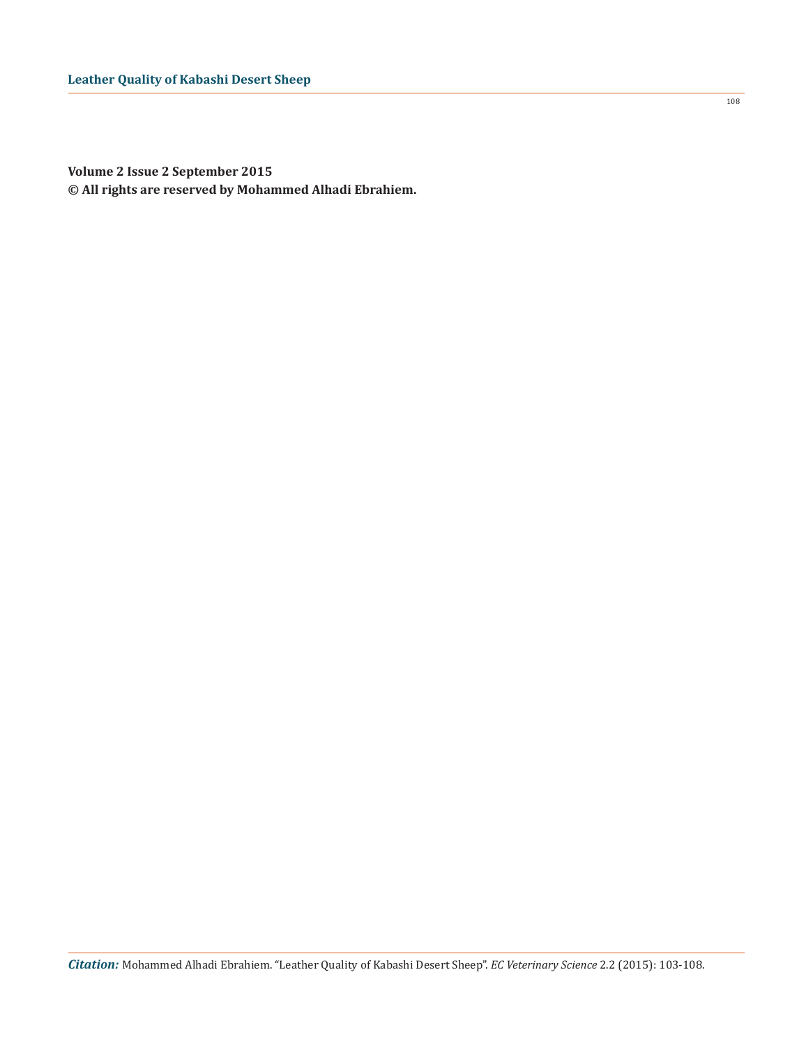**Volume 2 Issue 2 September 2015**
**© All rights are reserved by Mohammed Alhadi Ebrahiem.**